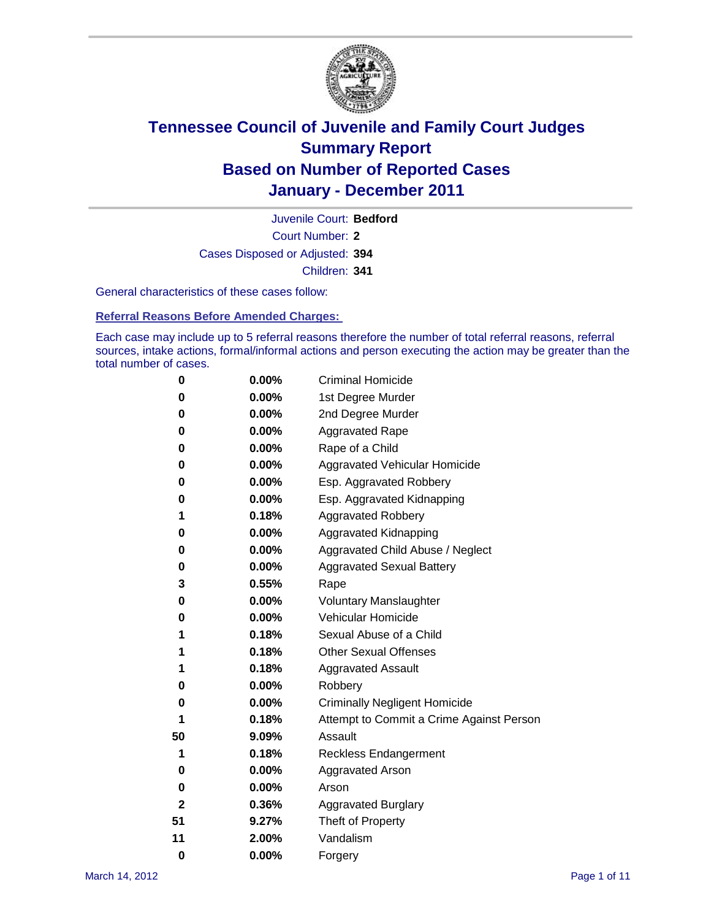# Tennessee Council of Juvenile and Family Court Judges
# Summary Report
# Based on Number of Reported Cases
# January - December 2011

Juvenile Court: **Bedford**

Court Number: **2**

Cases Disposed or Adjusted: **394**

Children: **341**

General characteristics of these cases follow:

## Referral Reasons Before Amended Charges:

Each case may include up to 5 referral reasons therefore the number of total referral reasons, referral sources, intake actions, formal/informal actions and person executing the action may be greater than the total number of cases.

| Count | Percent | Referral Reason |
|---|---|---|
| 0 | 0.00% | Criminal Homicide |
| 0 | 0.00% | 1st Degree Murder |
| 0 | 0.00% | 2nd Degree Murder |
| 0 | 0.00% | Aggravated Rape |
| 0 | 0.00% | Rape of a Child |
| 0 | 0.00% | Aggravated Vehicular Homicide |
| 0 | 0.00% | Esp. Aggravated Robbery |
| 0 | 0.00% | Esp. Aggravated Kidnapping |
| 1 | 0.18% | Aggravated Robbery |
| 0 | 0.00% | Aggravated Kidnapping |
| 0 | 0.00% | Aggravated Child Abuse / Neglect |
| 0 | 0.00% | Aggravated Sexual Battery |
| 3 | 0.55% | Rape |
| 0 | 0.00% | Voluntary Manslaughter |
| 0 | 0.00% | Vehicular Homicide |
| 1 | 0.18% | Sexual Abuse of a Child |
| 1 | 0.18% | Other Sexual Offenses |
| 1 | 0.18% | Aggravated Assault |
| 0 | 0.00% | Robbery |
| 0 | 0.00% | Criminally Negligent Homicide |
| 1 | 0.18% | Attempt to Commit a Crime Against Person |
| 50 | 9.09% | Assault |
| 1 | 0.18% | Reckless Endangerment |
| 0 | 0.00% | Aggravated Arson |
| 0 | 0.00% | Arson |
| 2 | 0.36% | Aggravated Burglary |
| 51 | 9.27% | Theft of Property |
| 11 | 2.00% | Vandalism |
| 0 | 0.00% | Forgery |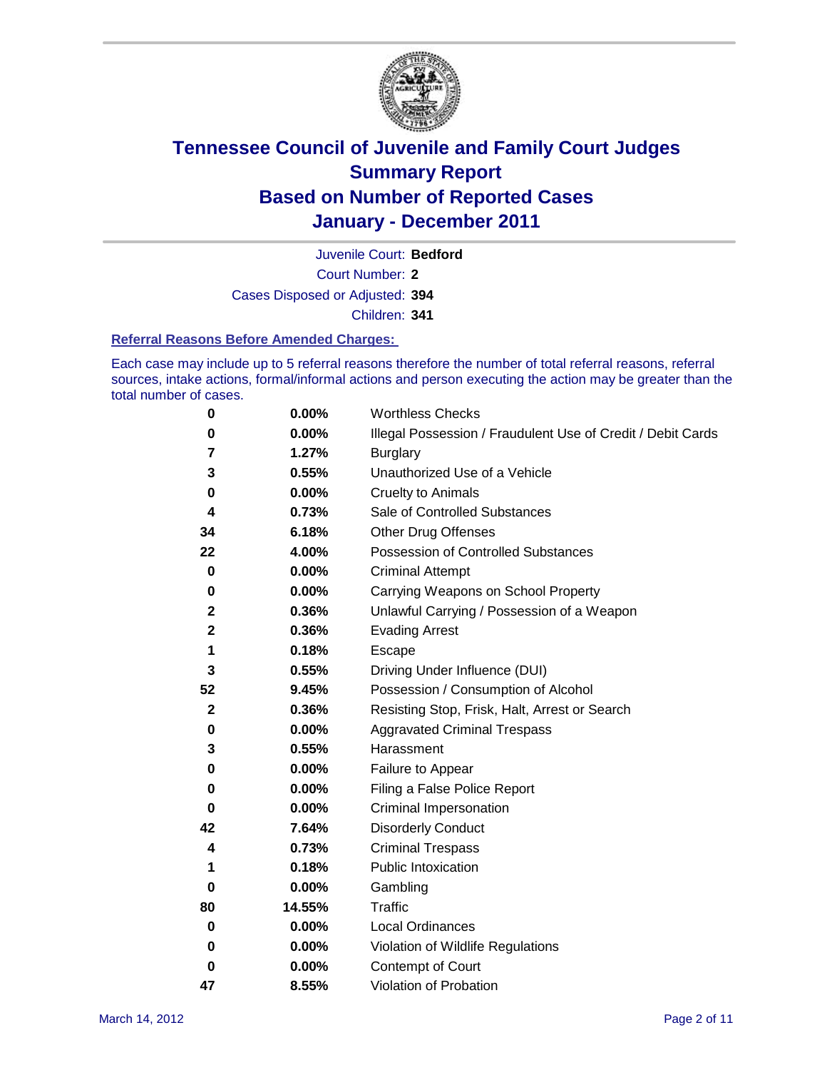# Tennessee Council of Juvenile and Family Court Judges
# Summary Report
# Based on Number of Reported Cases
# January - December 2011

Juvenile Court: **Bedford**

Court Number: **2**

Cases Disposed or Adjusted: **394**

Children: **341**

### Referral Reasons Before Amended Charges:

Each case may include up to 5 referral reasons therefore the number of total referral reasons, referral sources, intake actions, formal/informal actions and person executing the action may be greater than the total number of cases.

| | | |
|---|---|---|
| 0 | 0.00% | Worthless Checks |
| 0 | 0.00% | Illegal Possession / Fraudulent Use of Credit / Debit Cards |
| 7 | 1.27% | Burglary |
| 3 | 0.55% | Unauthorized Use of a Vehicle |
| 0 | 0.00% | Cruelty to Animals |
| 4 | 0.73% | Sale of Controlled Substances |
| 34 | 6.18% | Other Drug Offenses |
| 22 | 4.00% | Possession of Controlled Substances |
| 0 | 0.00% | Criminal Attempt |
| 0 | 0.00% | Carrying Weapons on School Property |
| 2 | 0.36% | Unlawful Carrying / Possession of a Weapon |
| 2 | 0.36% | Evading Arrest |
| 1 | 0.18% | Escape |
| 3 | 0.55% | Driving Under Influence (DUI) |
| 52 | 9.45% | Possession / Consumption of Alcohol |
| 2 | 0.36% | Resisting Stop, Frisk, Halt, Arrest or Search |
| 0 | 0.00% | Aggravated Criminal Trespass |
| 3 | 0.55% | Harassment |
| 0 | 0.00% | Failure to Appear |
| 0 | 0.00% | Filing a False Police Report |
| 0 | 0.00% | Criminal Impersonation |
| 42 | 7.64% | Disorderly Conduct |
| 4 | 0.73% | Criminal Trespass |
| 1 | 0.18% | Public Intoxication |
| 0 | 0.00% | Gambling |
| 80 | 14.55% | Traffic |
| 0 | 0.00% | Local Ordinances |
| 0 | 0.00% | Violation of Wildlife Regulations |
| 0 | 0.00% | Contempt of Court |
| 47 | 8.55% | Violation of Probation |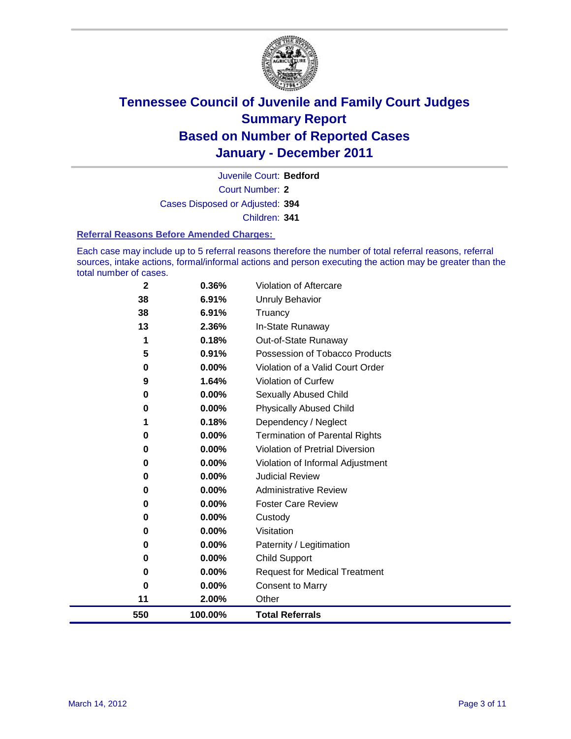# Tennessee Council of Juvenile and Family Court Judges
## Summary Report
## Based on Number of Reported Cases
## January - December 2011

Juvenile Court: **Bedford**

Court Number: **2**

Cases Disposed or Adjusted: **394**

Children: **341**

### Referral Reasons Before Amended Charges:

Each case may include up to 5 referral reasons therefore the number of total referral reasons, referral sources, intake actions, formal/informal actions and person executing the action may be greater than the total number of cases.

| | | |
|---|---|---|
| 2 | 0.36% | Violation of Aftercare |
| 38 | 6.91% | Unruly Behavior |
| 38 | 6.91% | Truancy |
| 13 | 2.36% | In-State Runaway |
| 1 | 0.18% | Out-of-State Runaway |
| 5 | 0.91% | Possession of Tobacco Products |
| 0 | 0.00% | Violation of a Valid Court Order |
| 9 | 1.64% | Violation of Curfew |
| 0 | 0.00% | Sexually Abused Child |
| 0 | 0.00% | Physically Abused Child |
| 1 | 0.18% | Dependency / Neglect |
| 0 | 0.00% | Termination of Parental Rights |
| 0 | 0.00% | Violation of Pretrial Diversion |
| 0 | 0.00% | Violation of Informal Adjustment |
| 0 | 0.00% | Judicial Review |
| 0 | 0.00% | Administrative Review |
| 0 | 0.00% | Foster Care Review |
| 0 | 0.00% | Custody |
| 0 | 0.00% | Visitation |
| 0 | 0.00% | Paternity / Legitimation |
| 0 | 0.00% | Child Support |
| 0 | 0.00% | Request for Medical Treatment |
| 0 | 0.00% | Consent to Marry |
| 11 | 2.00% | Other |
| **550** | **100.00%** | **Total Referrals** |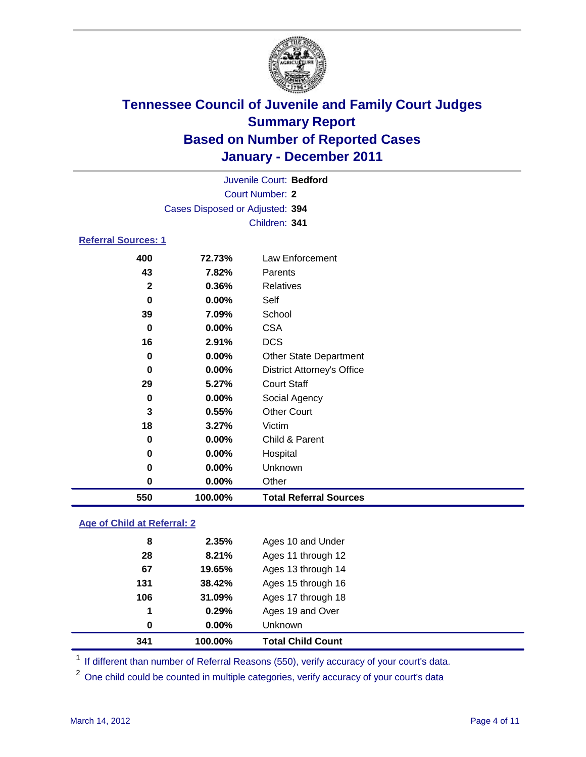# Tennessee Council of Juvenile and Family Court Judges
## Summary Report
## Based on Number of Reported Cases
## January - December 2011

Juvenile Court: **Bedford**

Court Number: **2**

Cases Disposed or Adjusted: **394**

Children: **341**

### Referral Sources: 1

| Count | Percent | Source |
|---|---|---|
| 400 | 72.73% | Law Enforcement |
| 43 | 7.82% | Parents |
| 2 | 0.36% | Relatives |
| 0 | 0.00% | Self |
| 39 | 7.09% | School |
| 0 | 0.00% | CSA |
| 16 | 2.91% | DCS |
| 0 | 0.00% | Other State Department |
| 0 | 0.00% | District Attorney's Office |
| 29 | 5.27% | Court Staff |
| 0 | 0.00% | Social Agency |
| 3 | 0.55% | Other Court |
| 18 | 3.27% | Victim |
| 0 | 0.00% | Child & Parent |
| 0 | 0.00% | Hospital |
| 0 | 0.00% | Unknown |
| 0 | 0.00% | Other |
| **550** | **100.00%** | **Total Referral Sources** |

### Age of Child at Referral: 2

| Count | Percent | Age |
|---|---|---|
| 8 | 2.35% | Ages 10 and Under |
| 28 | 8.21% | Ages 11 through 12 |
| 67 | 19.65% | Ages 13 through 14 |
| 131 | 38.42% | Ages 15 through 16 |
| 106 | 31.09% | Ages 17 through 18 |
| 1 | 0.29% | Ages 19 and Over |
| 0 | 0.00% | Unknown |
| **341** | **100.00%** | **Total Child Count** |

[1] If different than number of Referral Reasons (550), verify accuracy of your court's data.

[2] One child could be counted in multiple categories, verify accuracy of your court's data

March 14, 2012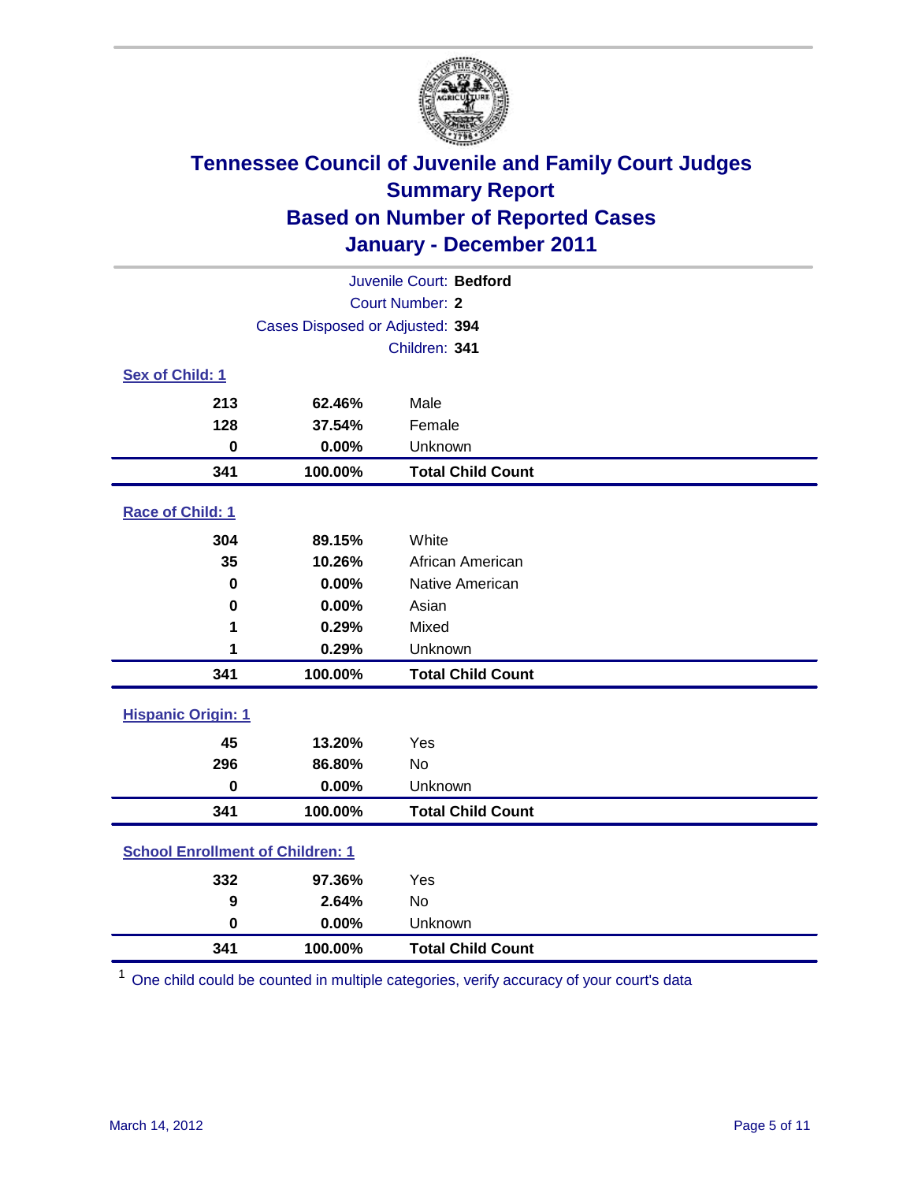# Tennessee Council of Juvenile and Family Court Judges
## Summary Report
## Based on Number of Reported Cases
## January - December 2011

Juvenile Court: **Bedford**
Court Number: **2**
Cases Disposed or Adjusted: **394**
Children: **341**

### Sex of Child: 1

| | | |
|---|---|---|
| 213 | 62.46% | Male |
| 128 | 37.54% | Female |
| 0 | 0.00% | Unknown |
| **341** | **100.00%** | **Total Child Count** |

### Race of Child: 1

| | | |
|---|---|---|
| 304 | 89.15% | White |
| 35 | 10.26% | African American |
| 0 | 0.00% | Native American |
| 0 | 0.00% | Asian |
| 1 | 0.29% | Mixed |
| 1 | 0.29% | Unknown |
| **341** | **100.00%** | **Total Child Count** |

### Hispanic Origin: 1

| | | |
|---|---|---|
| 45 | 13.20% | Yes |
| 296 | 86.80% | No |
| 0 | 0.00% | Unknown |
| **341** | **100.00%** | **Total Child Count** |

### School Enrollment of Children: 1

| | | |
|---|---|---|
| 332 | 97.36% | Yes |
| 9 | 2.64% | No |
| 0 | 0.00% | Unknown |
| **341** | **100.00%** | **Total Child Count** |

[1] One child could be counted in multiple categories, verify accuracy of your court's data

March 14, 2012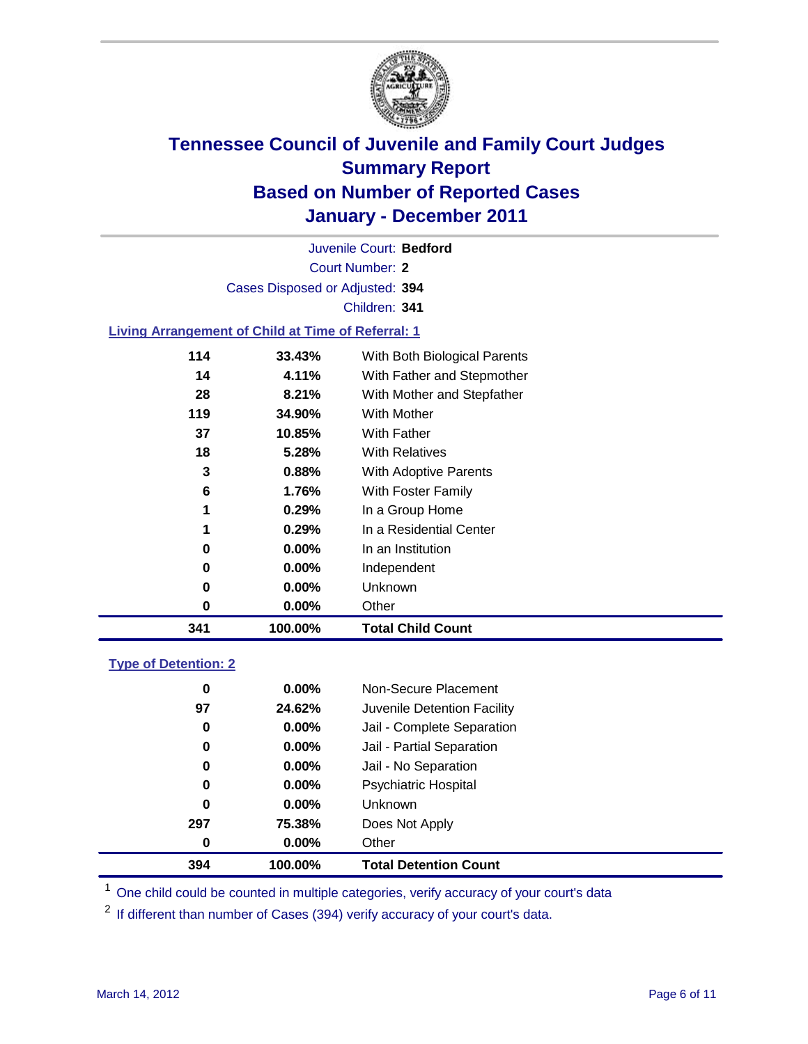# Tennessee Council of Juvenile and Family Court Judges
## Summary Report
## Based on Number of Reported Cases
## January - December 2011

Juvenile Court: **Bedford**

Court Number: **2**

Cases Disposed or Adjusted: **394**

Children: **341**

### Living Arrangement of Child at Time of Referral: 1

| Count | Percent | Arrangement |
|---|---|---|
| 114 | 33.43% | With Both Biological Parents |
| 14 | 4.11% | With Father and Stepmother |
| 28 | 8.21% | With Mother and Stepfather |
| 119 | 34.90% | With Mother |
| 37 | 10.85% | With Father |
| 18 | 5.28% | With Relatives |
| 3 | 0.88% | With Adoptive Parents |
| 6 | 1.76% | With Foster Family |
| 1 | 0.29% | In a Group Home |
| 1 | 0.29% | In a Residential Center |
| 0 | 0.00% | In an Institution |
| 0 | 0.00% | Independent |
| 0 | 0.00% | Unknown |
| 0 | 0.00% | Other |
| **341** | **100.00%** | **Total Child Count** |

### Type of Detention: 2

| Count | Percent | Type |
|---|---|---|
| 0 | 0.00% | Non-Secure Placement |
| 97 | 24.62% | Juvenile Detention Facility |
| 0 | 0.00% | Jail - Complete Separation |
| 0 | 0.00% | Jail - Partial Separation |
| 0 | 0.00% | Jail - No Separation |
| 0 | 0.00% | Psychiatric Hospital |
| 0 | 0.00% | Unknown |
| 297 | 75.38% | Does Not Apply |
| 0 | 0.00% | Other |
| **394** | **100.00%** | **Total Detention Count** |

[1] One child could be counted in multiple categories, verify accuracy of your court's data

[2] If different than number of Cases (394) verify accuracy of your court's data.

March 14, 2012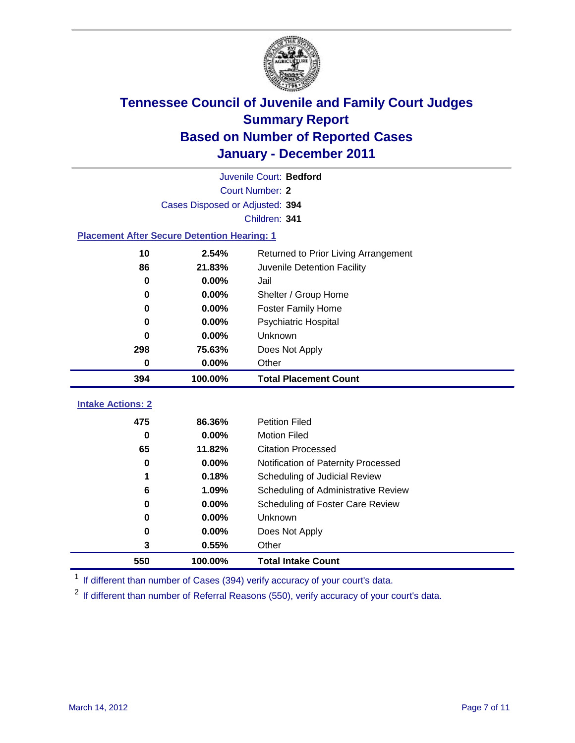# Tennessee Council of Juvenile and Family Court Judges
## Summary Report
## Based on Number of Reported Cases
## January - December 2011

Juvenile Court: **Bedford**
Court Number: **2**
Cases Disposed or Adjusted: **394**
Children: **341**

### Placement After Secure Detention Hearing: 1

| Count | Percent | Placement |
|---|---|---|
| 10 | 2.54% | Returned to Prior Living Arrangement |
| 86 | 21.83% | Juvenile Detention Facility |
| 0 | 0.00% | Jail |
| 0 | 0.00% | Shelter / Group Home |
| 0 | 0.00% | Foster Family Home |
| 0 | 0.00% | Psychiatric Hospital |
| 0 | 0.00% | Unknown |
| 298 | 75.63% | Does Not Apply |
| 0 | 0.00% | Other |
| **394** | **100.00%** | **Total Placement Count** |

### Intake Actions: 2

| Count | Percent | Intake Action |
|---|---|---|
| 475 | 86.36% | Petition Filed |
| 0 | 0.00% | Motion Filed |
| 65 | 11.82% | Citation Processed |
| 0 | 0.00% | Notification of Paternity Processed |
| 1 | 0.18% | Scheduling of Judicial Review |
| 6 | 1.09% | Scheduling of Administrative Review |
| 0 | 0.00% | Scheduling of Foster Care Review |
| 0 | 0.00% | Unknown |
| 0 | 0.00% | Does Not Apply |
| 3 | 0.55% | Other |
| **550** | **100.00%** | **Total Intake Count** |

[1] If different than number of Cases (394) verify accuracy of your court's data.

[2] If different than number of Referral Reasons (550), verify accuracy of your court's data.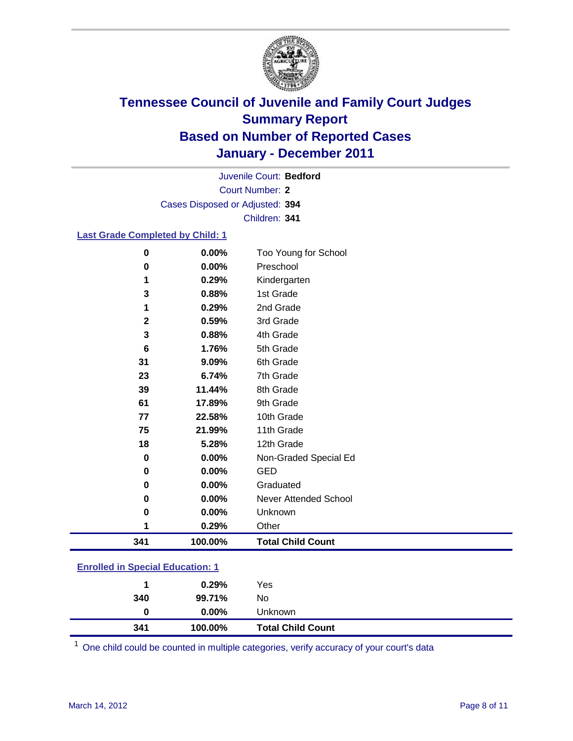# Tennessee Council of Juvenile and Family Court Judges
## Summary Report
## Based on Number of Reported Cases
## January - December 2011

Juvenile Court: **Bedford**

Court Number: **2**

Cases Disposed or Adjusted: **394**

Children: **341**

### Last Grade Completed by Child: 1

| Count | Percent | Category |
|---|---|---|
| 0 | 0.00% | Too Young for School |
| 0 | 0.00% | Preschool |
| 1 | 0.29% | Kindergarten |
| 3 | 0.88% | 1st Grade |
| 1 | 0.29% | 2nd Grade |
| 2 | 0.59% | 3rd Grade |
| 3 | 0.88% | 4th Grade |
| 6 | 1.76% | 5th Grade |
| 31 | 9.09% | 6th Grade |
| 23 | 6.74% | 7th Grade |
| 39 | 11.44% | 8th Grade |
| 61 | 17.89% | 9th Grade |
| 77 | 22.58% | 10th Grade |
| 75 | 21.99% | 11th Grade |
| 18 | 5.28% | 12th Grade |
| 0 | 0.00% | Non-Graded Special Ed |
| 0 | 0.00% | GED |
| 0 | 0.00% | Graduated |
| 0 | 0.00% | Never Attended School |
| 0 | 0.00% | Unknown |
| 1 | 0.29% | Other |
| **341** | **100.00%** | **Total Child Count** |

### Enrolled in Special Education: 1

| Count | Percent | Category |
|---|---|---|
| 1 | 0.29% | Yes |
| 340 | 99.71% | No |
| 0 | 0.00% | Unknown |
| **341** | **100.00%** | **Total Child Count** |

[1] One child could be counted in multiple categories, verify accuracy of your court's data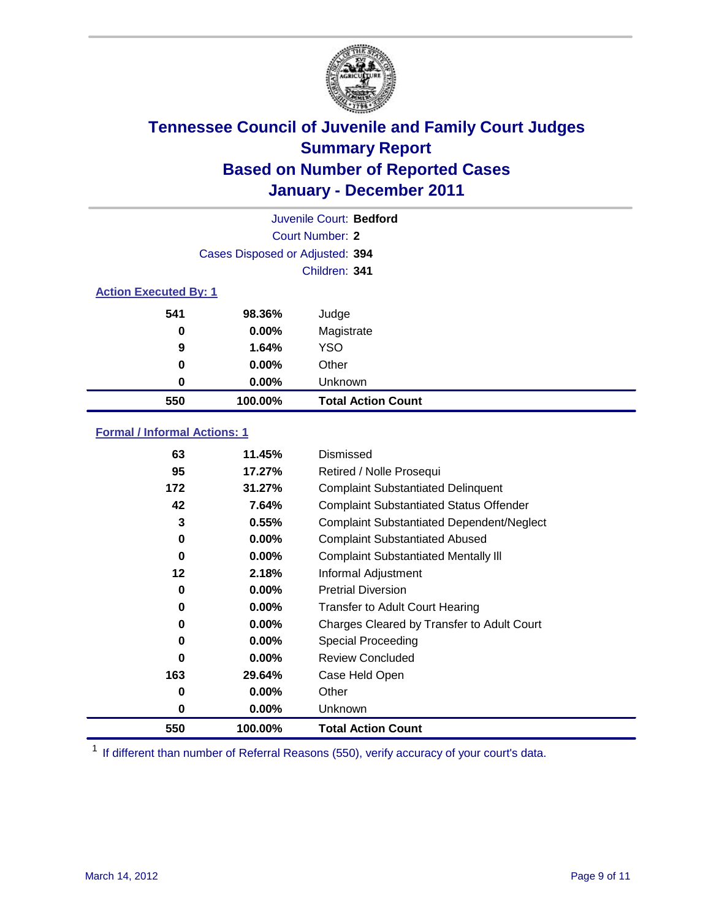# Tennessee Council of Juvenile and Family Court Judges
## Summary Report
## Based on Number of Reported Cases
## January - December 2011

Juvenile Court: **Bedford**

Court Number: **2**

Cases Disposed or Adjusted: **394**

Children: **341**

### Action Executed By: 1

| | | |
|---|---|---|
| 541 | 98.36% | Judge |
| 0 | 0.00% | Magistrate |
| 9 | 1.64% | YSO |
| 0 | 0.00% | Other |
| 0 | 0.00% | Unknown |
| **550** | **100.00%** | **Total Action Count** |

### Formal / Informal Actions: 1

| | | |
|---|---|---|
| 63 | 11.45% | Dismissed |
| 95 | 17.27% | Retired / Nolle Prosequi |
| 172 | 31.27% | Complaint Substantiated Delinquent |
| 42 | 7.64% | Complaint Substantiated Status Offender |
| 3 | 0.55% | Complaint Substantiated Dependent/Neglect |
| 0 | 0.00% | Complaint Substantiated Abused |
| 0 | 0.00% | Complaint Substantiated Mentally Ill |
| 12 | 2.18% | Informal Adjustment |
| 0 | 0.00% | Pretrial Diversion |
| 0 | 0.00% | Transfer to Adult Court Hearing |
| 0 | 0.00% | Charges Cleared by Transfer to Adult Court |
| 0 | 0.00% | Special Proceeding |
| 0 | 0.00% | Review Concluded |
| 163 | 29.64% | Case Held Open |
| 0 | 0.00% | Other |
| 0 | 0.00% | Unknown |
| **550** | **100.00%** | **Total Action Count** |

[1] If different than number of Referral Reasons (550), verify accuracy of your court's data.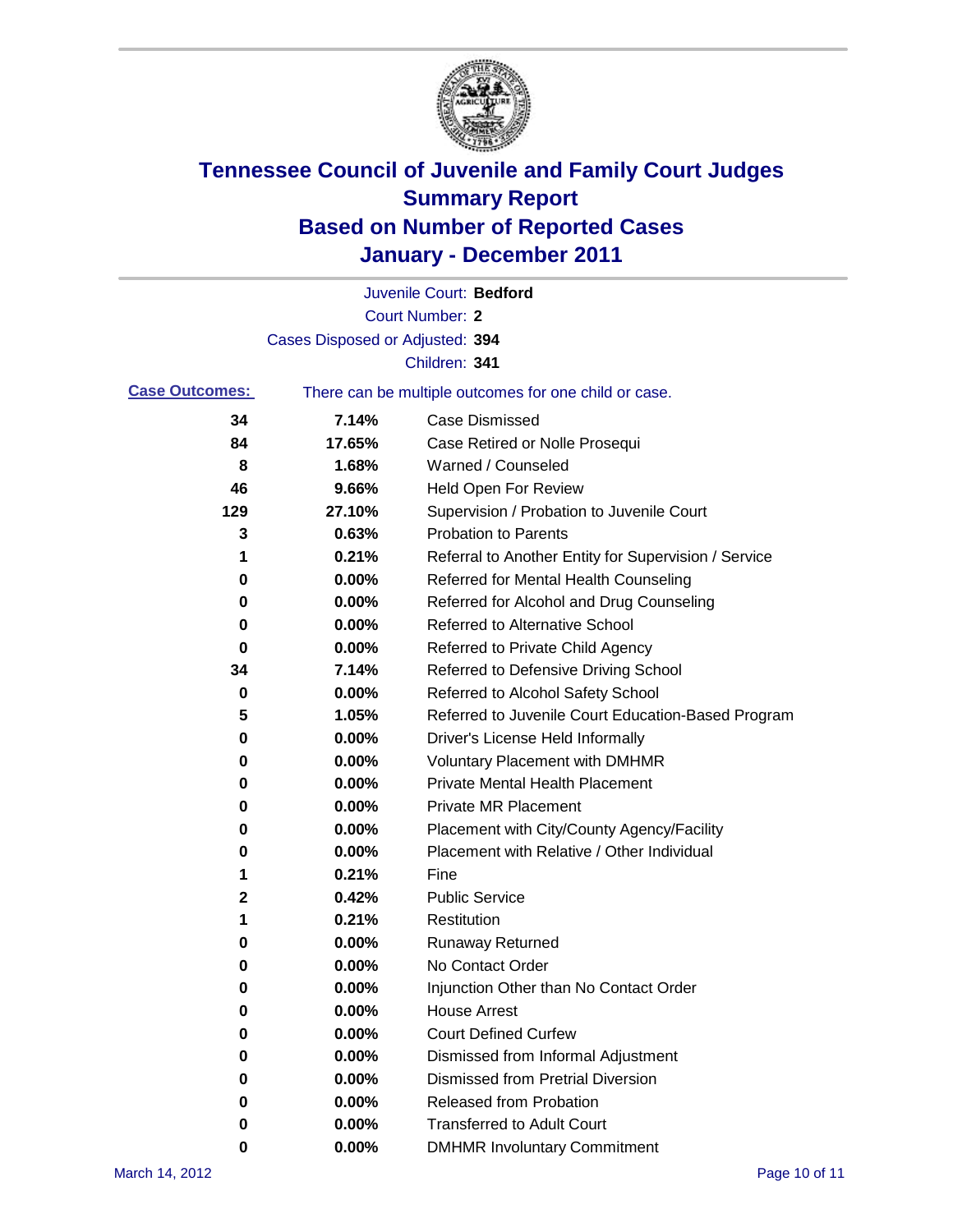# Tennessee Council of Juvenile and Family Court Judges
## Summary Report
## Based on Number of Reported Cases
## January - December 2011

Juvenile Court: **Bedford**

Court Number: **2**

Cases Disposed or Adjusted: **394**

Children: **341**

**Case Outcomes:** There can be multiple outcomes for one child or case.

| | | |
|---|---|---|
| 34 | 7.14% | Case Dismissed |
| 84 | 17.65% | Case Retired or Nolle Prosequi |
| 8 | 1.68% | Warned / Counseled |
| 46 | 9.66% | Held Open For Review |
| 129 | 27.10% | Supervision / Probation to Juvenile Court |
| 3 | 0.63% | Probation to Parents |
| 1 | 0.21% | Referral to Another Entity for Supervision / Service |
| 0 | 0.00% | Referred for Mental Health Counseling |
| 0 | 0.00% | Referred for Alcohol and Drug Counseling |
| 0 | 0.00% | Referred to Alternative School |
| 0 | 0.00% | Referred to Private Child Agency |
| 34 | 7.14% | Referred to Defensive Driving School |
| 0 | 0.00% | Referred to Alcohol Safety School |
| 5 | 1.05% | Referred to Juvenile Court Education-Based Program |
| 0 | 0.00% | Driver's License Held Informally |
| 0 | 0.00% | Voluntary Placement with DMHMR |
| 0 | 0.00% | Private Mental Health Placement |
| 0 | 0.00% | Private MR Placement |
| 0 | 0.00% | Placement with City/County Agency/Facility |
| 0 | 0.00% | Placement with Relative / Other Individual |
| 1 | 0.21% | Fine |
| 2 | 0.42% | Public Service |
| 1 | 0.21% | Restitution |
| 0 | 0.00% | Runaway Returned |
| 0 | 0.00% | No Contact Order |
| 0 | 0.00% | Injunction Other than No Contact Order |
| 0 | 0.00% | House Arrest |
| 0 | 0.00% | Court Defined Curfew |
| 0 | 0.00% | Dismissed from Informal Adjustment |
| 0 | 0.00% | Dismissed from Pretrial Diversion |
| 0 | 0.00% | Released from Probation |
| 0 | 0.00% | Transferred to Adult Court |
| 0 | 0.00% | DMHMR Involuntary Commitment |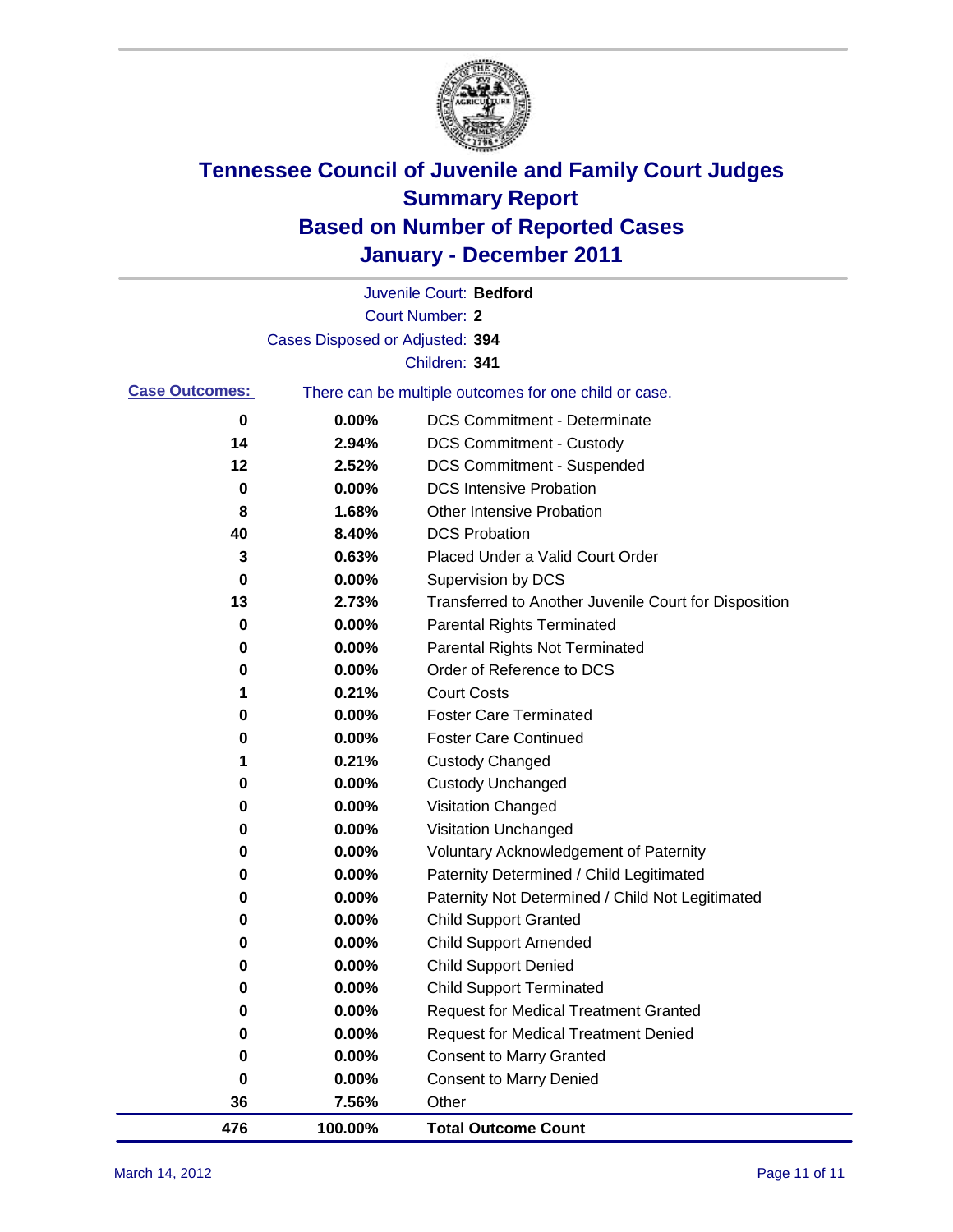# Tennessee Council of Juvenile and Family Court Judges
## Summary Report
## Based on Number of Reported Cases
## January - December 2011

Juvenile Court: **Bedford**

Court Number: **2**

Cases Disposed or Adjusted: **394**

Children: **341**

**Case Outcomes:** There can be multiple outcomes for one child or case.

| | | |
|---|---|---|
| 0 | 0.00% | DCS Commitment - Determinate |
| 14 | 2.94% | DCS Commitment - Custody |
| 12 | 2.52% | DCS Commitment - Suspended |
| 0 | 0.00% | DCS Intensive Probation |
| 8 | 1.68% | Other Intensive Probation |
| 40 | 8.40% | DCS Probation |
| 3 | 0.63% | Placed Under a Valid Court Order |
| 0 | 0.00% | Supervision by DCS |
| 13 | 2.73% | Transferred to Another Juvenile Court for Disposition |
| 0 | 0.00% | Parental Rights Terminated |
| 0 | 0.00% | Parental Rights Not Terminated |
| 0 | 0.00% | Order of Reference to DCS |
| 1 | 0.21% | Court Costs |
| 0 | 0.00% | Foster Care Terminated |
| 0 | 0.00% | Foster Care Continued |
| 1 | 0.21% | Custody Changed |
| 0 | 0.00% | Custody Unchanged |
| 0 | 0.00% | Visitation Changed |
| 0 | 0.00% | Visitation Unchanged |
| 0 | 0.00% | Voluntary Acknowledgement of Paternity |
| 0 | 0.00% | Paternity Determined / Child Legitimated |
| 0 | 0.00% | Paternity Not Determined / Child Not Legitimated |
| 0 | 0.00% | Child Support Granted |
| 0 | 0.00% | Child Support Amended |
| 0 | 0.00% | Child Support Denied |
| 0 | 0.00% | Child Support Terminated |
| 0 | 0.00% | Request for Medical Treatment Granted |
| 0 | 0.00% | Request for Medical Treatment Denied |
| 0 | 0.00% | Consent to Marry Granted |
| 0 | 0.00% | Consent to Marry Denied |
| 36 | 7.56% | Other |
| **476** | **100.00%** | **Total Outcome Count** |